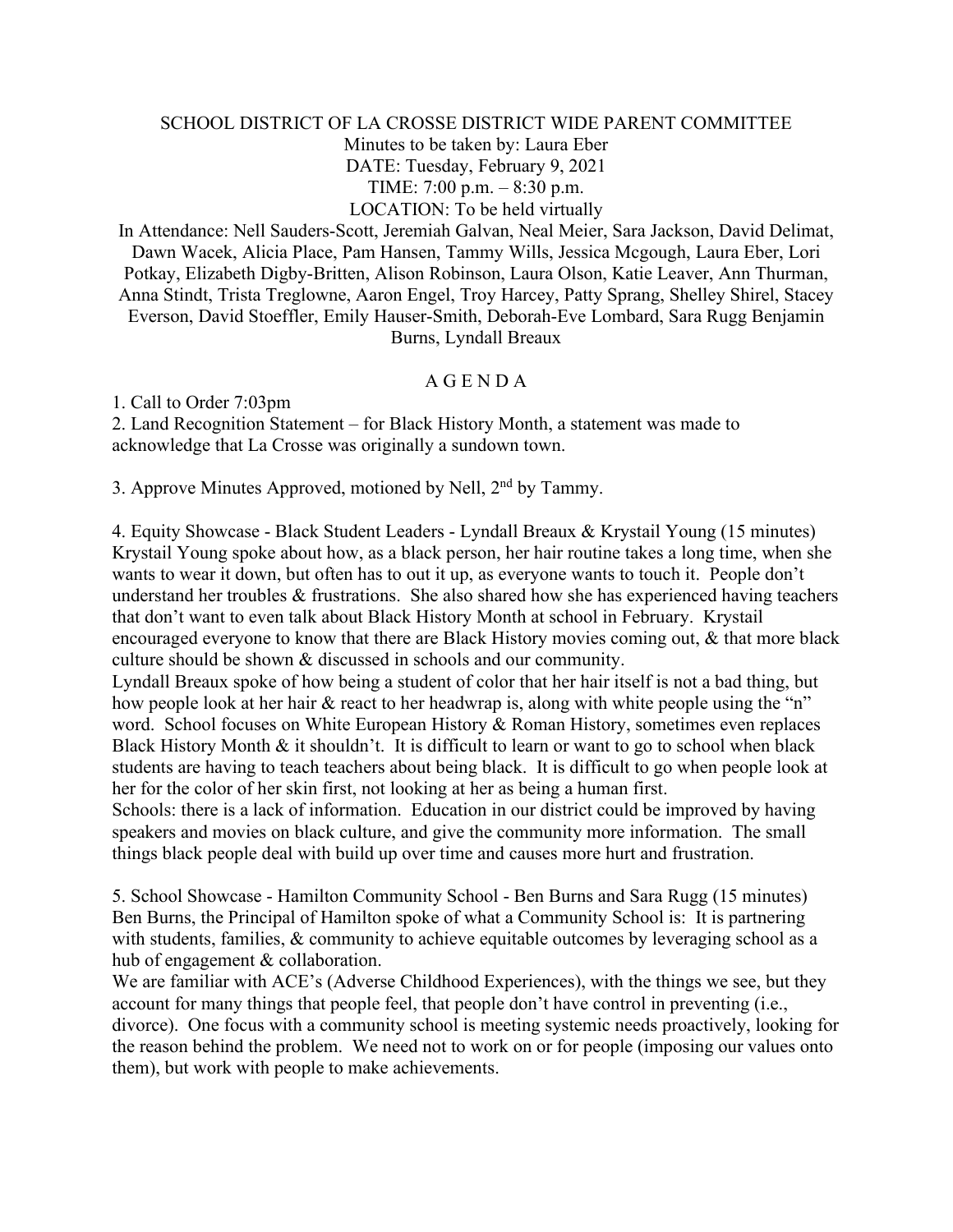# SCHOOL DISTRICT OF LA CROSSE DISTRICT WIDE PARENT COMMITTEE

Minutes to be taken by: Laura Eber
DATE: Tuesday, February 9, 2021
TIME: 7:00 p.m. – 8:30 p.m.
LOCATION: To be held virtually

In Attendance: Nell Sauders-Scott, Jeremiah Galvan, Neal Meier, Sara Jackson, David Delimat, Dawn Wacek, Alicia Place, Pam Hansen, Tammy Wills, Jessica Mcgough, Laura Eber, Lori Potkay, Elizabeth Digby-Britten, Alison Robinson, Laura Olson, Katie Leaver, Ann Thurman, Anna Stindt, Trista Treglowne, Aaron Engel, Troy Harcey, Patty Sprang, Shelley Shirel, Stacey Everson, David Stoeffler, Emily Hauser-Smith, Deborah-Eve Lombard, Sara Rugg Benjamin Burns, Lyndall Breaux

## A G E N D A

1. Call to Order 7:03pm
2. Land Recognition Statement – for Black History Month, a statement was made to acknowledge that La Crosse was originally a sundown town.

3. Approve Minutes Approved, motioned by Nell, 2nd by Tammy.

4. Equity Showcase - Black Student Leaders - Lyndall Breaux & Krystail Young (15 minutes)
Krystail Young spoke about how, as a black person, her hair routine takes a long time, when she wants to wear it down, but often has to out it up, as everyone wants to touch it. People don't understand her troubles & frustrations. She also shared how she has experienced having teachers that don't want to even talk about Black History Month at school in February. Krystail encouraged everyone to know that there are Black History movies coming out, & that more black culture should be shown & discussed in schools and our community.
Lyndall Breaux spoke of how being a student of color that her hair itself is not a bad thing, but how people look at her hair & react to her headwrap is, along with white people using the "n" word. School focuses on White European History & Roman History, sometimes even replaces Black History Month & it shouldn't. It is difficult to learn or want to go to school when black students are having to teach teachers about being black. It is difficult to go when people look at her for the color of her skin first, not looking at her as being a human first.
Schools: there is a lack of information. Education in our district could be improved by having speakers and movies on black culture, and give the community more information. The small things black people deal with build up over time and causes more hurt and frustration.

5. School Showcase - Hamilton Community School - Ben Burns and Sara Rugg (15 minutes)
Ben Burns, the Principal of Hamilton spoke of what a Community School is: It is partnering with students, families, & community to achieve equitable outcomes by leveraging school as a hub of engagement & collaboration.
We are familiar with ACE's (Adverse Childhood Experiences), with the things we see, but they account for many things that people feel, that people don't have control in preventing (i.e., divorce). One focus with a community school is meeting systemic needs proactively, looking for the reason behind the problem. We need not to work on or for people (imposing our values onto them), but work with people to make achievements.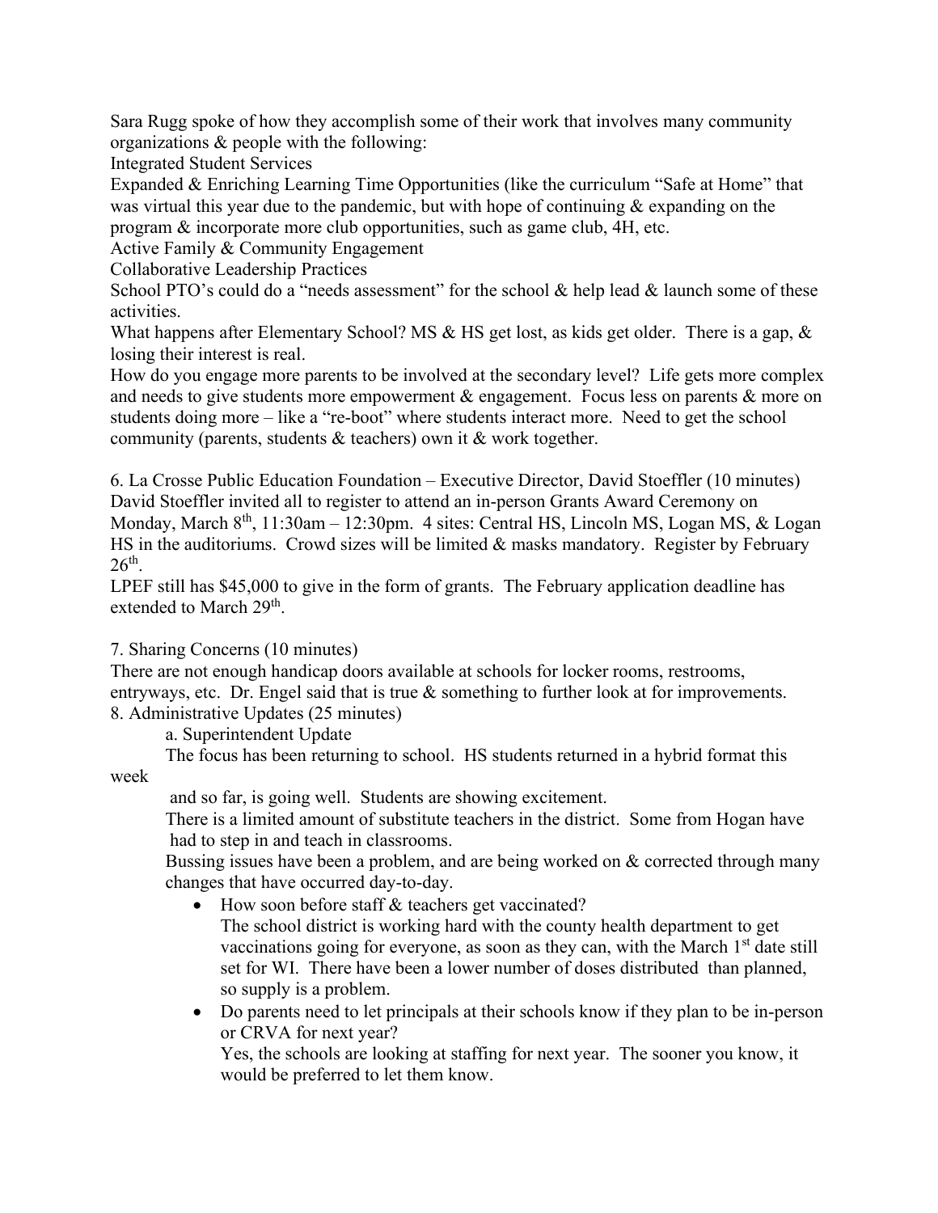Sara Rugg spoke of how they accomplish some of their work that involves many community organizations & people with the following:

Integrated Student Services

Expanded & Enriching Learning Time Opportunities (like the curriculum "Safe at Home" that was virtual this year due to the pandemic, but with hope of continuing & expanding on the program & incorporate more club opportunities, such as game club, 4H, etc.

Active Family & Community Engagement

Collaborative Leadership Practices

School PTO's could do a "needs assessment" for the school & help lead & launch some of these activities.

What happens after Elementary School? MS & HS get lost, as kids get older. There is a gap, & losing their interest is real.

How do you engage more parents to be involved at the secondary level? Life gets more complex and needs to give students more empowerment & engagement. Focus less on parents & more on students doing more – like a "re-boot" where students interact more. Need to get the school community (parents, students & teachers) own it & work together.

6. La Crosse Public Education Foundation – Executive Director, David Stoeffler (10 minutes)

David Stoeffler invited all to register to attend an in-person Grants Award Ceremony on Monday, March 8th, 11:30am – 12:30pm. 4 sites: Central HS, Lincoln MS, Logan MS, & Logan HS in the auditoriums. Crowd sizes will be limited & masks mandatory. Register by February 26th.

LPEF still has $45,000 to give in the form of grants. The February application deadline has extended to March 29th.

7. Sharing Concerns (10 minutes)

There are not enough handicap doors available at schools for locker rooms, restrooms, entryways, etc. Dr. Engel said that is true & something to further look at for improvements.

8. Administrative Updates (25 minutes)

a. Superintendent Update

The focus has been returning to school. HS students returned in a hybrid format this week and so far, is going well. Students are showing excitement.

There is a limited amount of substitute teachers in the district. Some from Hogan have had to step in and teach in classrooms.

Bussing issues have been a problem, and are being worked on & corrected through many changes that have occurred day-to-day.

- How soon before staff & teachers get vaccinated?
  The school district is working hard with the county health department to get vaccinations going for everyone, as soon as they can, with the March 1st date still set for WI. There have been a lower number of doses distributed than planned, so supply is a problem.
- Do parents need to let principals at their schools know if they plan to be in-person or CRVA for next year?
  Yes, the schools are looking at staffing for next year. The sooner you know, it would be preferred to let them know.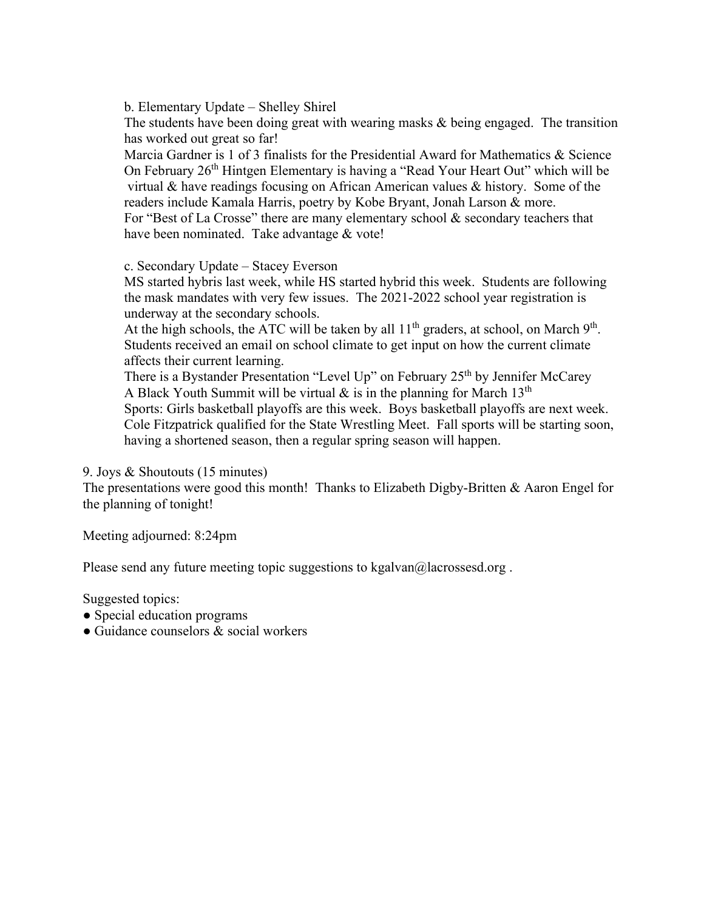b. Elementary Update – Shelley Shirel

The students have been doing great with wearing masks & being engaged. The transition has worked out great so far!

Marcia Gardner is 1 of 3 finalists for the Presidential Award for Mathematics & Science

On February 26th Hintgen Elementary is having a "Read Your Heart Out" which will be virtual & have readings focusing on African American values & history. Some of the readers include Kamala Harris, poetry by Kobe Bryant, Jonah Larson & more.

For "Best of La Crosse" there are many elementary school & secondary teachers that have been nominated. Take advantage & vote!

c. Secondary Update – Stacey Everson

MS started hybris last week, while HS started hybrid this week. Students are following the mask mandates with very few issues. The 2021-2022 school year registration is underway at the secondary schools.

At the high schools, the ATC will be taken by all 11th graders, at school, on March 9th.

Students received an email on school climate to get input on how the current climate affects their current learning.

There is a Bystander Presentation "Level Up" on February 25th by Jennifer McCarey

A Black Youth Summit will be virtual & is in the planning for March 13th

Sports: Girls basketball playoffs are this week. Boys basketball playoffs are next week. Cole Fitzpatrick qualified for the State Wrestling Meet. Fall sports will be starting soon, having a shortened season, then a regular spring season will happen.

9. Joys & Shoutouts (15 minutes)

The presentations were good this month! Thanks to Elizabeth Digby-Britten & Aaron Engel for the planning of tonight!

Meeting adjourned: 8:24pm

Please send any future meeting topic suggestions to kgalvan@lacrossesd.org .

Suggested topics:

- Special education programs
- Guidance counselors & social workers